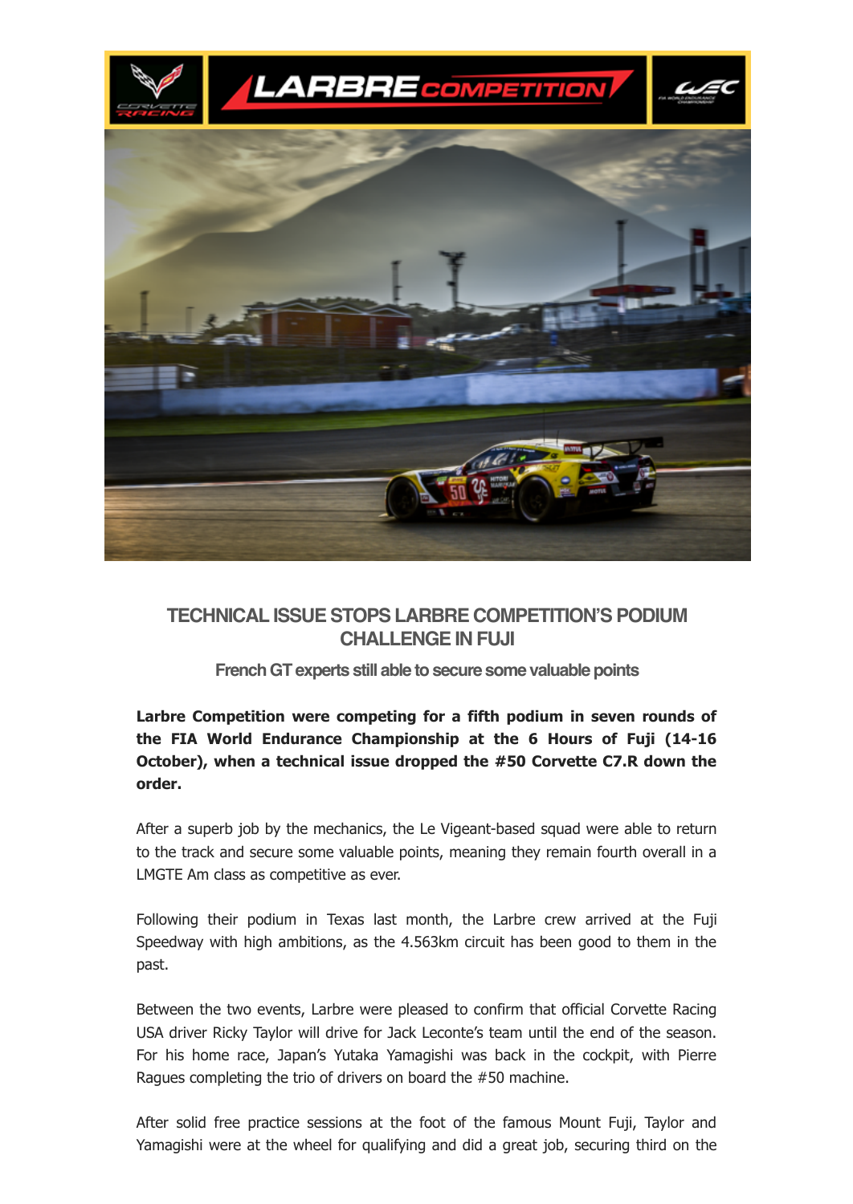## TECHNICAL ISSUE STOPS LARBRE COMPETITION'S PODIUM CHALLENGE IN FUJI

### French GT experts still able to secure some valuable points

**Larbre Competition were competing for a fifth podium in seven rounds of the FIA World Endurance Championship at the 6 Hours of Fuji (14-16 October), when a technical issue dropped the #50 Corvette C7.R down the order.**

After a superb job by the mechanics, the Le Vigeant-based squad were able to return to the track and secure some valuable points, meaning they remain fourth overall in a LMGTE Am class as competitive as ever.

Following their podium in Texas last month, the Larbre crew arrived at the Fuji Speedway with high ambitions, as the 4.563km circuit has been good to them in the past.

Between the two events, Larbre were pleased to confirm that official Corvette Racing USA driver Ricky Taylor will drive for Jack Leconte's team until the end of the season. For his home race, Japan's Yutaka Yamagishi was back in the cockpit, with Pierre Ragues completing the trio of drivers on board the #50 machine.

After solid free practice sessions at the foot of the famous Mount Fuji, Taylor and Yamagishi were at the wheel for qualifying and did a great job, securing third on the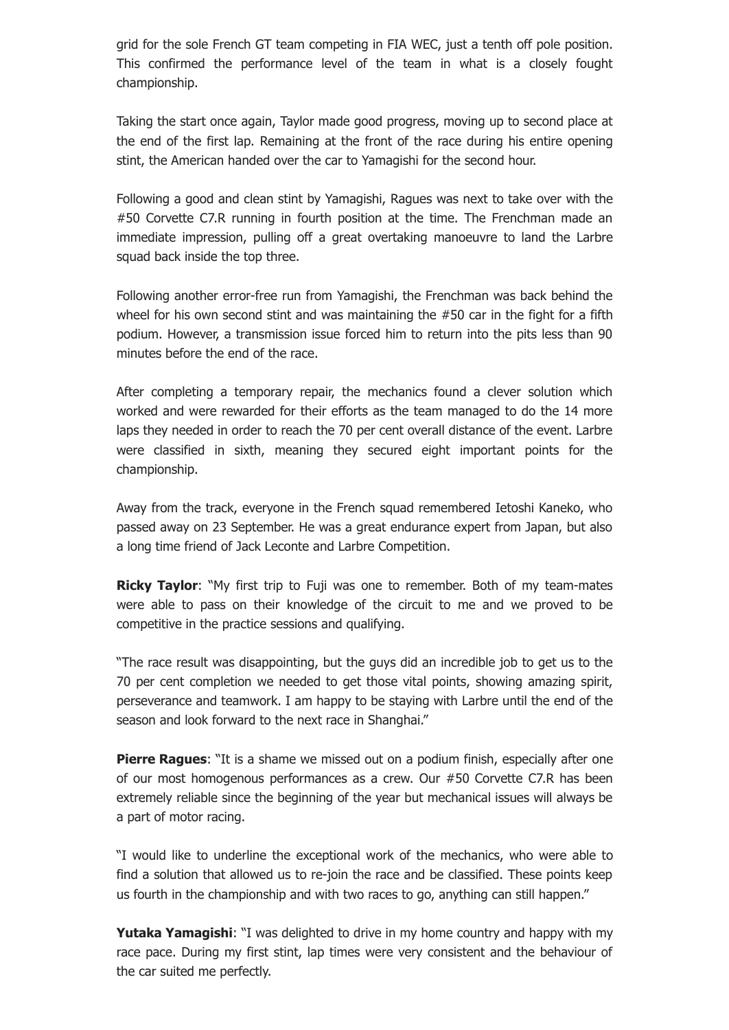grid for the sole French GT team competing in FIA WEC, just a tenth off pole position. This confirmed the performance level of the team in what is a closely fought championship.

Taking the start once again, Taylor made good progress, moving up to second place at the end of the first lap. Remaining at the front of the race during his entire opening stint, the American handed over the car to Yamagishi for the second hour.

Following a good and clean stint by Yamagishi, Ragues was next to take over with the #50 Corvette C7.R running in fourth position at the time. The Frenchman made an immediate impression, pulling off a great overtaking manoeuvre to land the Larbre squad back inside the top three.

Following another error-free run from Yamagishi, the Frenchman was back behind the wheel for his own second stint and was maintaining the #50 car in the fight for a fifth podium. However, a transmission issue forced him to return into the pits less than 90 minutes before the end of the race.

After completing a temporary repair, the mechanics found a clever solution which worked and were rewarded for their efforts as the team managed to do the 14 more laps they needed in order to reach the 70 per cent overall distance of the event. Larbre were classified in sixth, meaning they secured eight important points for the championship.

Away from the track, everyone in the French squad remembered Ietoshi Kaneko, who passed away on 23 September. He was a great endurance expert from Japan, but also a long time friend of Jack Leconte and Larbre Competition.

**Ricky Taylor**: "My first trip to Fuji was one to remember. Both of my team-mates were able to pass on their knowledge of the circuit to me and we proved to be competitive in the practice sessions and qualifying.

"The race result was disappointing, but the guys did an incredible job to get us to the 70 per cent completion we needed to get those vital points, showing amazing spirit, perseverance and teamwork. I am happy to be staying with Larbre until the end of the season and look forward to the next race in Shanghai."

**Pierre Ragues**: "It is a shame we missed out on a podium finish, especially after one of our most homogenous performances as a crew. Our #50 Corvette C7.R has been extremely reliable since the beginning of the year but mechanical issues will always be a part of motor racing.

"I would like to underline the exceptional work of the mechanics, who were able to find a solution that allowed us to re-join the race and be classified. These points keep us fourth in the championship and with two races to go, anything can still happen."

**Yutaka Yamagishi**: "I was delighted to drive in my home country and happy with my race pace. During my first stint, lap times were very consistent and the behaviour of the car suited me perfectly.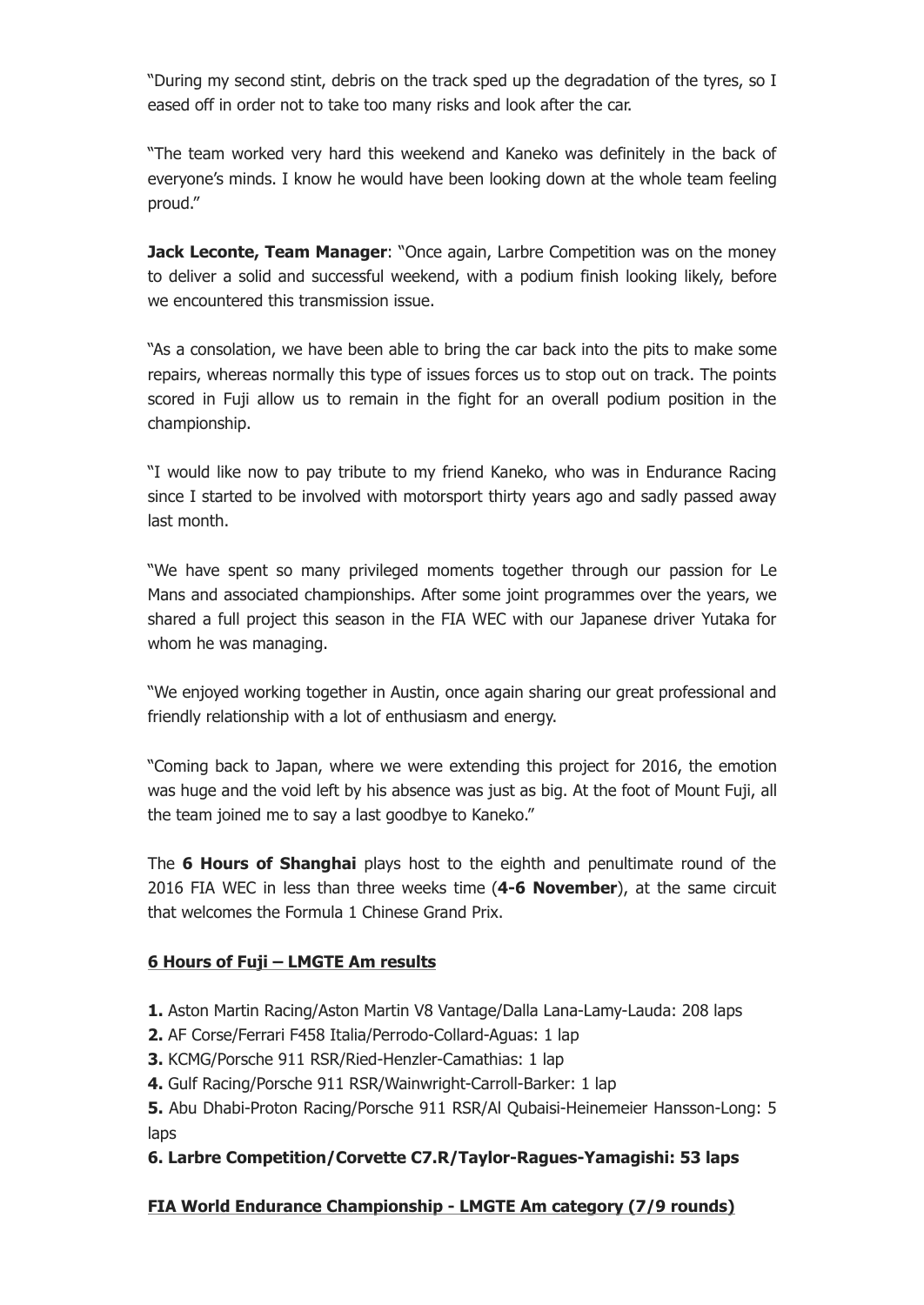"During my second stint, debris on the track sped up the degradation of the tyres, so I eased off in order not to take too many risks and look after the car.

"The team worked very hard this weekend and Kaneko was definitely in the back of everyone's minds. I know he would have been looking down at the whole team feeling proud."

**Jack Leconte, Team Manager**: "Once again, Larbre Competition was on the money to deliver a solid and successful weekend, with a podium finish looking likely, before we encountered this transmission issue.

"As a consolation, we have been able to bring the car back into the pits to make some repairs, whereas normally this type of issues forces us to stop out on track. The points scored in Fuji allow us to remain in the fight for an overall podium position in the championship.

"I would like now to pay tribute to my friend Kaneko, who was in Endurance Racing since I started to be involved with motorsport thirty years ago and sadly passed away last month.

"We have spent so many privileged moments together through our passion for Le Mans and associated championships. After some joint programmes over the years, we shared a full project this season in the FIA WEC with our Japanese driver Yutaka for whom he was managing.

"We enjoyed working together in Austin, once again sharing our great professional and friendly relationship with a lot of enthusiasm and energy.

"Coming back to Japan, where we were extending this project for 2016, the emotion was huge and the void left by his absence was just as big. At the foot of Mount Fuji, all the team joined me to say a last goodbye to Kaneko."

The **6 Hours of Shanghai** plays host to the eighth and penultimate round of the 2016 FIA WEC in less than three weeks time (**4-6 November**), at the same circuit that welcomes the Formula 1 Chinese Grand Prix.

**6 Hours of Fuji – LMGTE Am results**

**1.** Aston Martin Racing/Aston Martin V8 Vantage/Dalla Lana-Lamy-Lauda: 208 laps
**2.** AF Corse/Ferrari F458 Italia/Perrodo-Collard-Aguas: 1 lap
**3.** KCMG/Porsche 911 RSR/Ried-Henzler-Camathias: 1 lap
**4.** Gulf Racing/Porsche 911 RSR/Wainwright-Carroll-Barker: 1 lap
**5.** Abu Dhabi-Proton Racing/Porsche 911 RSR/Al Qubaisi-Heinemeier Hansson-Long: 5 laps
**6. Larbre Competition/Corvette C7.R/Taylor-Ragues-Yamagishi: 53 laps**

**FIA World Endurance Championship - LMGTE Am category (7/9 rounds)**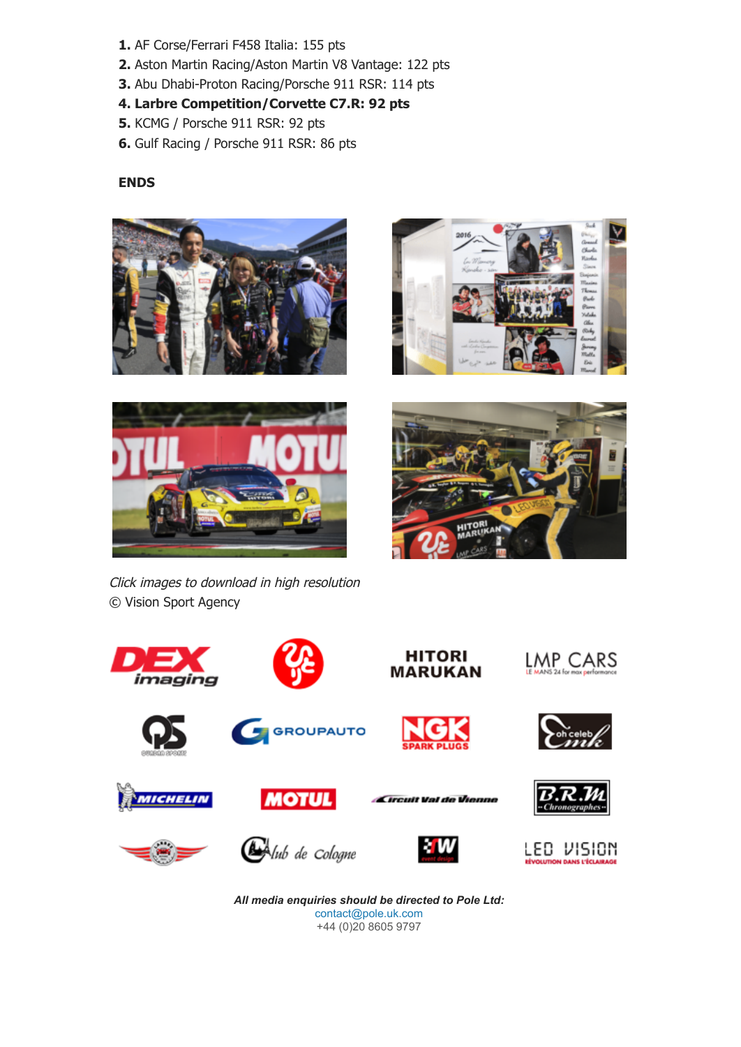1. AF Corse/Ferrari F458 Italia: 155 pts
2. Aston Martin Racing/Aston Martin V8 Vantage: 122 pts
3. Abu Dhabi-Proton Racing/Porsche 911 RSR: 114 pts
4. **Larbre Competition/Corvette C7.R: 92 pts**
5. KCMG / Porsche 911 RSR: 92 pts
6. Gulf Racing / Porsche 911 RSR: 86 pts

**ENDS**

*Click images to download in high resolution*
© Vision Sport Agency

***All media enquiries should be directed to Pole Ltd:***
contact@pole.uk.com
+44 (0)20 8605 9797